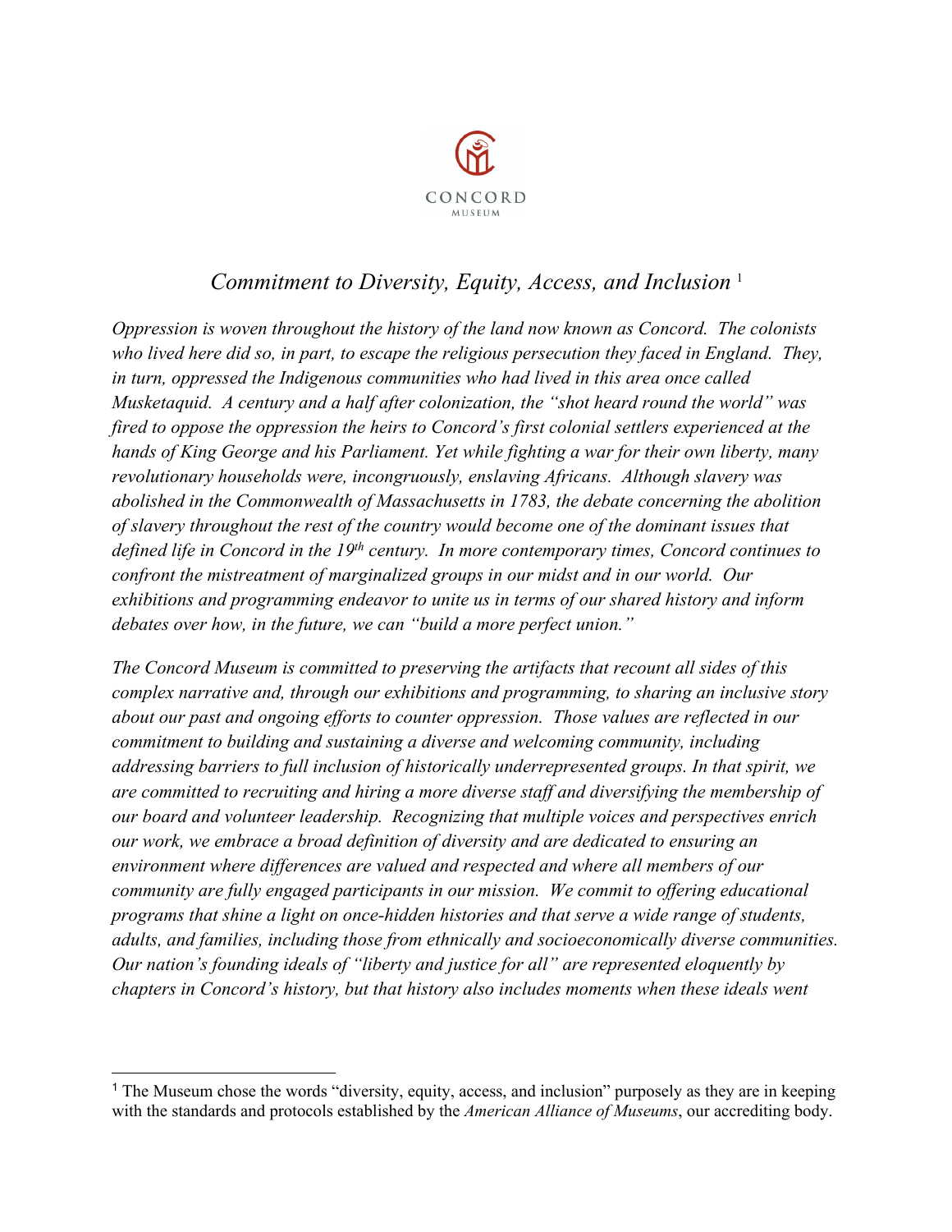CONCORD
MUSEUM

# *Commitment to Diversity, Equity, Access, and Inclusion* [1]

*Oppression is woven throughout the history of the land now known as Concord. The colonists who lived here did so, in part, to escape the religious persecution they faced in England. They, in turn, oppressed the Indigenous communities who had lived in this area once called Musketaquid. A century and a half after colonization, the "shot heard round the world" was fired to oppose the oppression the heirs to Concord's first colonial settlers experienced at the hands of King George and his Parliament. Yet while fighting a war for their own liberty, many revolutionary households were, incongruously, enslaving Africans. Although slavery was abolished in the Commonwealth of Massachusetts in 1783, the debate concerning the abolition of slavery throughout the rest of the country would become one of the dominant issues that defined life in Concord in the 19th century. In more contemporary times, Concord continues to confront the mistreatment of marginalized groups in our midst and in our world. Our exhibitions and programming endeavor to unite us in terms of our shared history and inform debates over how, in the future, we can "build a more perfect union."*

*The Concord Museum is committed to preserving the artifacts that recount all sides of this complex narrative and, through our exhibitions and programming, to sharing an inclusive story about our past and ongoing efforts to counter oppression. Those values are reflected in our commitment to building and sustaining a diverse and welcoming community, including addressing barriers to full inclusion of historically underrepresented groups. In that spirit, we are committed to recruiting and hiring a more diverse staff and diversifying the membership of our board and volunteer leadership. Recognizing that multiple voices and perspectives enrich our work, we embrace a broad definition of diversity and are dedicated to ensuring an environment where differences are valued and respected and where all members of our community are fully engaged participants in our mission. We commit to offering educational programs that shine a light on once-hidden histories and that serve a wide range of students, adults, and families, including those from ethnically and socioeconomically diverse communities. Our nation's founding ideals of "liberty and justice for all" are represented eloquently by chapters in Concord's history, but that history also includes moments when these ideals went*

[1] The Museum chose the words "diversity, equity, access, and inclusion" purposely as they are in keeping with the standards and protocols established by the *American Alliance of Museums*, our accrediting body.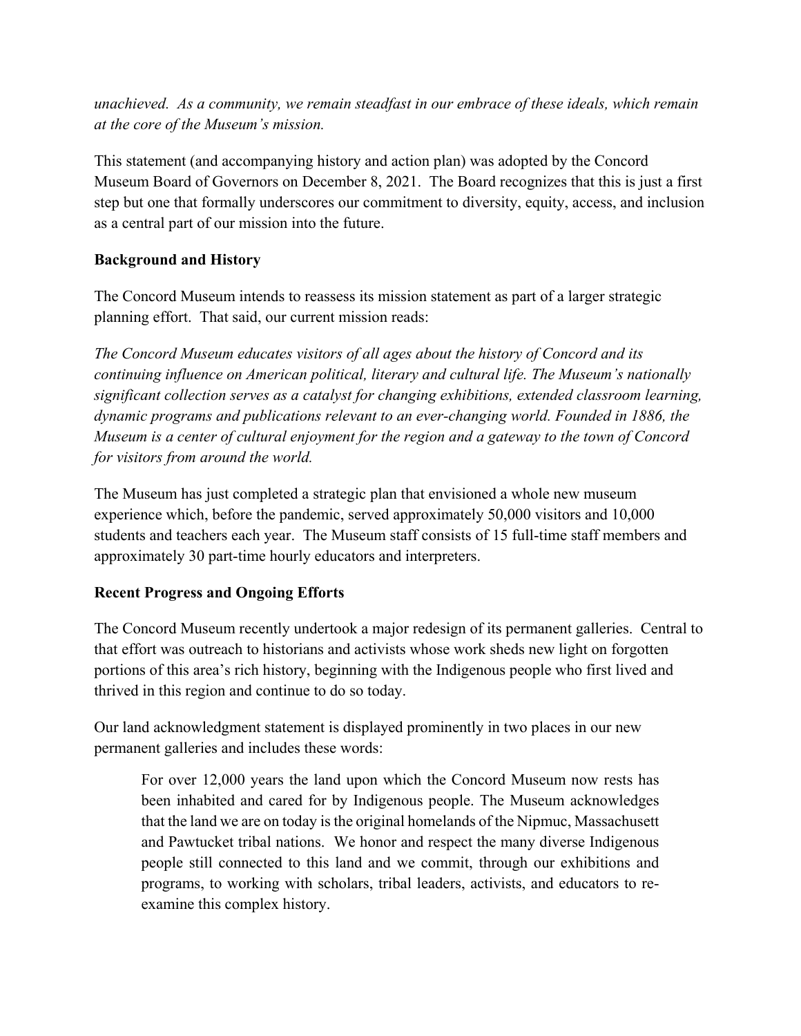*unachieved. As a community, we remain steadfast in our embrace of these ideals, which remain at the core of the Museum's mission.*

This statement (and accompanying history and action plan) was adopted by the Concord Museum Board of Governors on December 8, 2021. The Board recognizes that this is just a first step but one that formally underscores our commitment to diversity, equity, access, and inclusion as a central part of our mission into the future.

**Background and History**

The Concord Museum intends to reassess its mission statement as part of a larger strategic planning effort. That said, our current mission reads:

*The Concord Museum educates visitors of all ages about the history of Concord and its continuing influence on American political, literary and cultural life. The Museum's nationally significant collection serves as a catalyst for changing exhibitions, extended classroom learning, dynamic programs and publications relevant to an ever-changing world. Founded in 1886, the Museum is a center of cultural enjoyment for the region and a gateway to the town of Concord for visitors from around the world.*

The Museum has just completed a strategic plan that envisioned a whole new museum experience which, before the pandemic, served approximately 50,000 visitors and 10,000 students and teachers each year. The Museum staff consists of 15 full-time staff members and approximately 30 part-time hourly educators and interpreters.

**Recent Progress and Ongoing Efforts**

The Concord Museum recently undertook a major redesign of its permanent galleries. Central to that effort was outreach to historians and activists whose work sheds new light on forgotten portions of this area's rich history, beginning with the Indigenous people who first lived and thrived in this region and continue to do so today.

Our land acknowledgment statement is displayed prominently in two places in our new permanent galleries and includes these words:

> For over 12,000 years the land upon which the Concord Museum now rests has been inhabited and cared for by Indigenous people. The Museum acknowledges that the land we are on today is the original homelands of the Nipmuc, Massachusett and Pawtucket tribal nations. We honor and respect the many diverse Indigenous people still connected to this land and we commit, through our exhibitions and programs, to working with scholars, tribal leaders, activists, and educators to re-examine this complex history.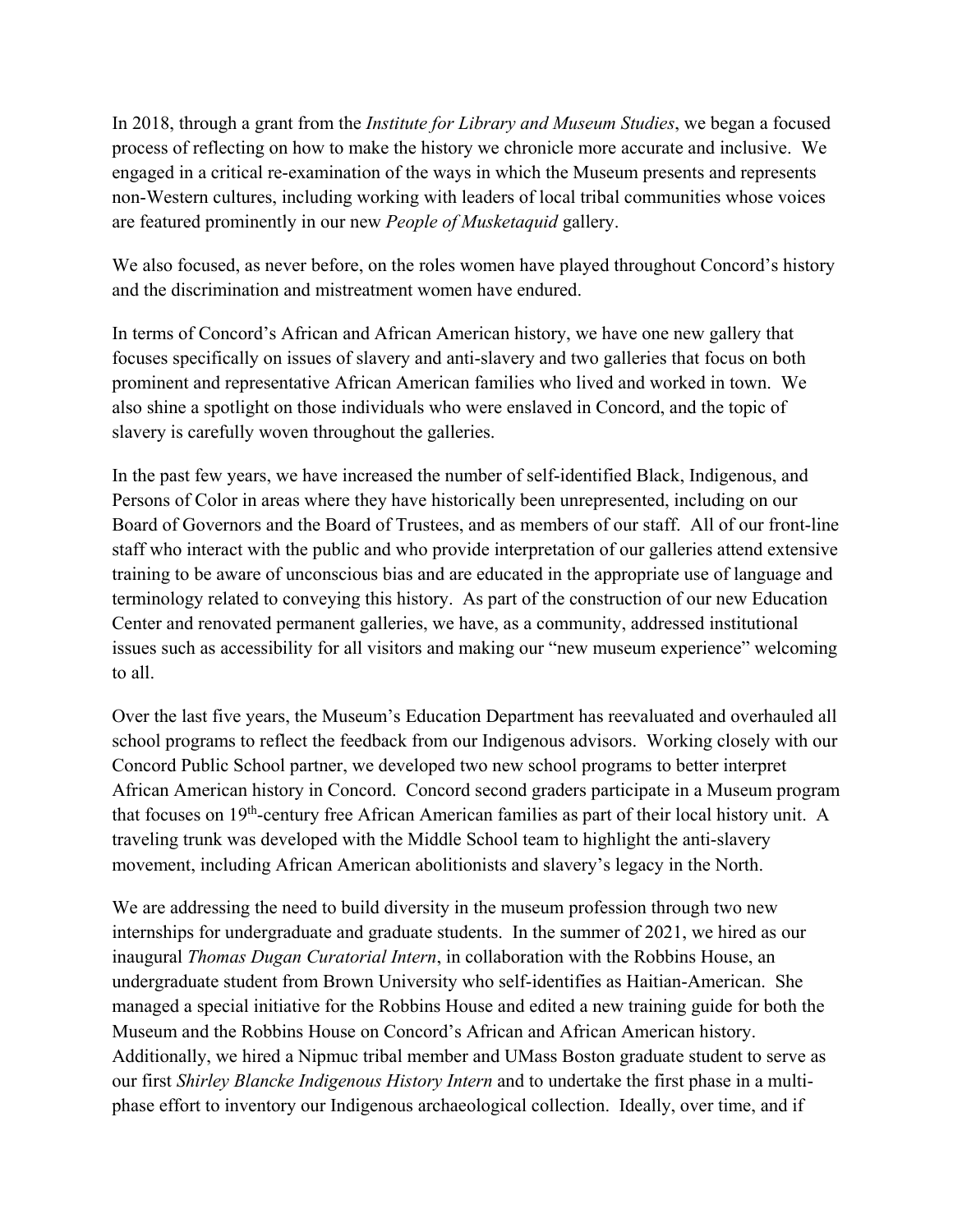In 2018, through a grant from the *Institute for Library and Museum Studies*, we began a focused process of reflecting on how to make the history we chronicle more accurate and inclusive. We engaged in a critical re-examination of the ways in which the Museum presents and represents non-Western cultures, including working with leaders of local tribal communities whose voices are featured prominently in our new *People of Musketaquid* gallery.

We also focused, as never before, on the roles women have played throughout Concord's history and the discrimination and mistreatment women have endured.

In terms of Concord's African and African American history, we have one new gallery that focuses specifically on issues of slavery and anti-slavery and two galleries that focus on both prominent and representative African American families who lived and worked in town. We also shine a spotlight on those individuals who were enslaved in Concord, and the topic of slavery is carefully woven throughout the galleries.

In the past few years, we have increased the number of self-identified Black, Indigenous, and Persons of Color in areas where they have historically been unrepresented, including on our Board of Governors and the Board of Trustees, and as members of our staff. All of our front-line staff who interact with the public and who provide interpretation of our galleries attend extensive training to be aware of unconscious bias and are educated in the appropriate use of language and terminology related to conveying this history. As part of the construction of our new Education Center and renovated permanent galleries, we have, as a community, addressed institutional issues such as accessibility for all visitors and making our "new museum experience" welcoming to all.

Over the last five years, the Museum's Education Department has reevaluated and overhauled all school programs to reflect the feedback from our Indigenous advisors. Working closely with our Concord Public School partner, we developed two new school programs to better interpret African American history in Concord. Concord second graders participate in a Museum program that focuses on 19th-century free African American families as part of their local history unit. A traveling trunk was developed with the Middle School team to highlight the anti-slavery movement, including African American abolitionists and slavery's legacy in the North.

We are addressing the need to build diversity in the museum profession through two new internships for undergraduate and graduate students. In the summer of 2021, we hired as our inaugural *Thomas Dugan Curatorial Intern*, in collaboration with the Robbins House, an undergraduate student from Brown University who self-identifies as Haitian-American. She managed a special initiative for the Robbins House and edited a new training guide for both the Museum and the Robbins House on Concord's African and African American history. Additionally, we hired a Nipmuc tribal member and UMass Boston graduate student to serve as our first *Shirley Blancke Indigenous History Intern* and to undertake the first phase in a multi-phase effort to inventory our Indigenous archaeological collection. Ideally, over time, and if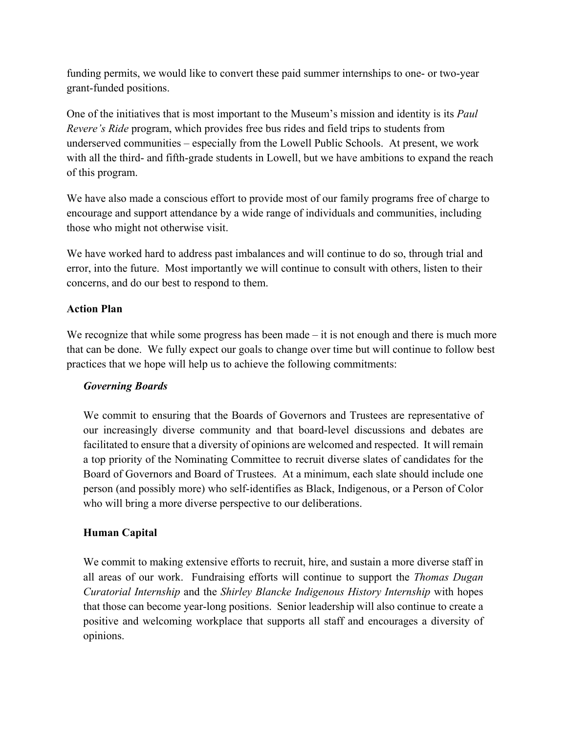funding permits, we would like to convert these paid summer internships to one- or two-year grant-funded positions.

One of the initiatives that is most important to the Museum's mission and identity is its *Paul Revere's Ride* program, which provides free bus rides and field trips to students from underserved communities – especially from the Lowell Public Schools. At present, we work with all the third- and fifth-grade students in Lowell, but we have ambitions to expand the reach of this program.

We have also made a conscious effort to provide most of our family programs free of charge to encourage and support attendance by a wide range of individuals and communities, including those who might not otherwise visit.

We have worked hard to address past imbalances and will continue to do so, through trial and error, into the future. Most importantly we will continue to consult with others, listen to their concerns, and do our best to respond to them.

**Action Plan**

We recognize that while some progress has been made – it is not enough and there is much more that can be done. We fully expect our goals to change over time but will continue to follow best practices that we hope will help us to achieve the following commitments:

***Governing Boards***

We commit to ensuring that the Boards of Governors and Trustees are representative of our increasingly diverse community and that board-level discussions and debates are facilitated to ensure that a diversity of opinions are welcomed and respected. It will remain a top priority of the Nominating Committee to recruit diverse slates of candidates for the Board of Governors and Board of Trustees. At a minimum, each slate should include one person (and possibly more) who self-identifies as Black, Indigenous, or a Person of Color who will bring a more diverse perspective to our deliberations.

**Human Capital**

We commit to making extensive efforts to recruit, hire, and sustain a more diverse staff in all areas of our work. Fundraising efforts will continue to support the *Thomas Dugan Curatorial Internship* and the *Shirley Blancke Indigenous History Internship* with hopes that those can become year-long positions. Senior leadership will also continue to create a positive and welcoming workplace that supports all staff and encourages a diversity of opinions.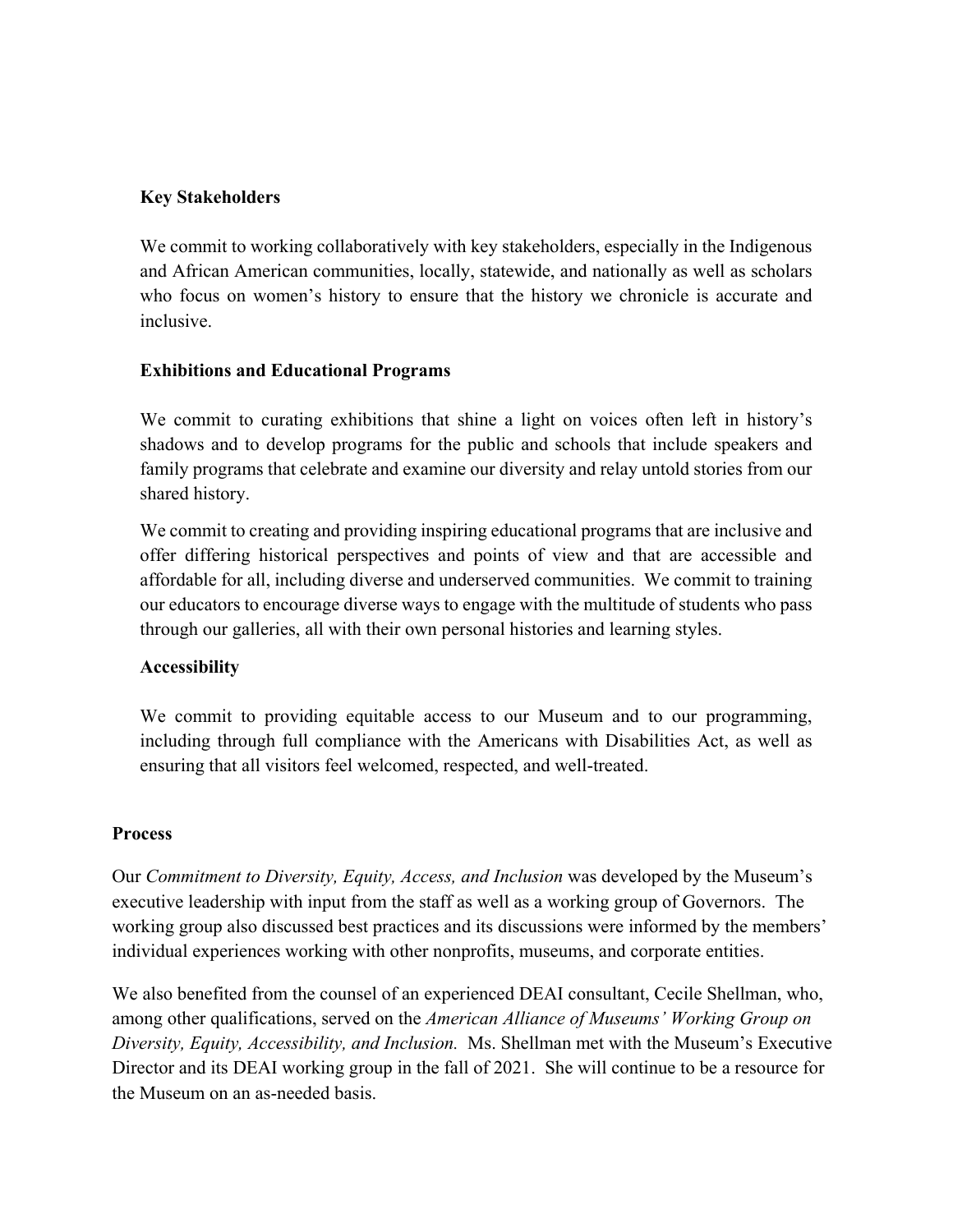### Key Stakeholders

We commit to working collaboratively with key stakeholders, especially in the Indigenous and African American communities, locally, statewide, and nationally as well as scholars who focus on women's history to ensure that the history we chronicle is accurate and inclusive.

### Exhibitions and Educational Programs

We commit to curating exhibitions that shine a light on voices often left in history's shadows and to develop programs for the public and schools that include speakers and family programs that celebrate and examine our diversity and relay untold stories from our shared history.

We commit to creating and providing inspiring educational programs that are inclusive and offer differing historical perspectives and points of view and that are accessible and affordable for all, including diverse and underserved communities. We commit to training our educators to encourage diverse ways to engage with the multitude of students who pass through our galleries, all with their own personal histories and learning styles.

### Accessibility

We commit to providing equitable access to our Museum and to our programming, including through full compliance with the Americans with Disabilities Act, as well as ensuring that all visitors feel welcomed, respected, and well-treated.

## Process

Our *Commitment to Diversity, Equity, Access, and Inclusion* was developed by the Museum's executive leadership with input from the staff as well as a working group of Governors. The working group also discussed best practices and its discussions were informed by the members' individual experiences working with other nonprofits, museums, and corporate entities.

We also benefited from the counsel of an experienced DEAI consultant, Cecile Shellman, who, among other qualifications, served on the *American Alliance of Museums' Working Group on Diversity, Equity, Accessibility, and Inclusion.* Ms. Shellman met with the Museum's Executive Director and its DEAI working group in the fall of 2021. She will continue to be a resource for the Museum on an as-needed basis.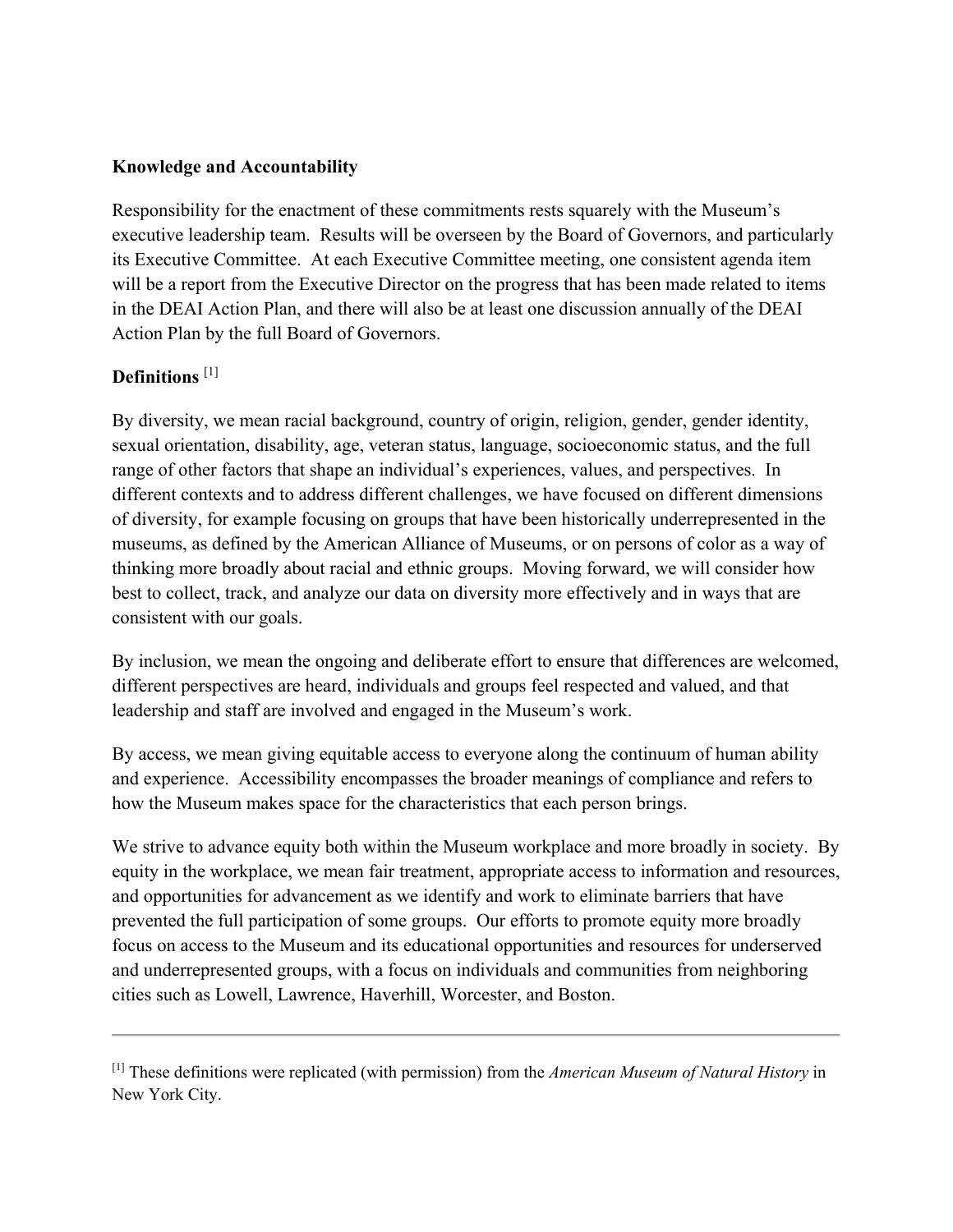**Knowledge and Accountability**

Responsibility for the enactment of these commitments rests squarely with the Museum's executive leadership team. Results will be overseen by the Board of Governors, and particularly its Executive Committee. At each Executive Committee meeting, one consistent agenda item will be a report from the Executive Director on the progress that has been made related to items in the DEAI Action Plan, and there will also be at least one discussion annually of the DEAI Action Plan by the full Board of Governors.

**Definitions** [1]

By diversity, we mean racial background, country of origin, religion, gender, gender identity, sexual orientation, disability, age, veteran status, language, socioeconomic status, and the full range of other factors that shape an individual's experiences, values, and perspectives. In different contexts and to address different challenges, we have focused on different dimensions of diversity, for example focusing on groups that have been historically underrepresented in the museums, as defined by the American Alliance of Museums, or on persons of color as a way of thinking more broadly about racial and ethnic groups. Moving forward, we will consider how best to collect, track, and analyze our data on diversity more effectively and in ways that are consistent with our goals.

By inclusion, we mean the ongoing and deliberate effort to ensure that differences are welcomed, different perspectives are heard, individuals and groups feel respected and valued, and that leadership and staff are involved and engaged in the Museum's work.

By access, we mean giving equitable access to everyone along the continuum of human ability and experience. Accessibility encompasses the broader meanings of compliance and refers to how the Museum makes space for the characteristics that each person brings.

We strive to advance equity both within the Museum workplace and more broadly in society. By equity in the workplace, we mean fair treatment, appropriate access to information and resources, and opportunities for advancement as we identify and work to eliminate barriers that have prevented the full participation of some groups. Our efforts to promote equity more broadly focus on access to the Museum and its educational opportunities and resources for underserved and underrepresented groups, with a focus on individuals and communities from neighboring cities such as Lowell, Lawrence, Haverhill, Worcester, and Boston.

---

[1] These definitions were replicated (with permission) from the *American Museum of Natural History* in New York City.